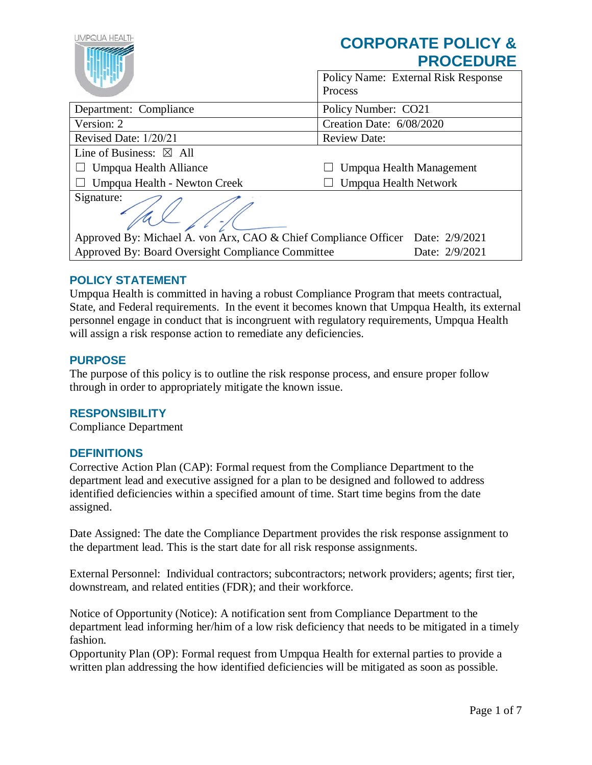UMPQUA HEALTH

# CORPORATE POLICY & PROCEDURE

| | Policy Name: External Risk Response Process |
|---|---|
| Department: Compliance | Policy Number: CO21 |
| Version: 2 | Creation Date: 6/08/2020 |
| Revised Date: 1/20/21 | Review Date: |
| Line of Business: ☒ All | |
| ☐ Umpqua Health Alliance | ☐ Umpqua Health Management |
| ☐ Umpqua Health - Newton Creek | ☐ Umpqua Health Network |
| Signature: | |
| Approved By: Michael A. von Arx, CAO & Chief Compliance Officer | Date: 2/9/2021 |
| Approved By: Board Oversight Compliance Committee | Date: 2/9/2021 |

## POLICY STATEMENT

Umpqua Health is committed in having a robust Compliance Program that meets contractual, State, and Federal requirements. In the event it becomes known that Umpqua Health, its external personnel engage in conduct that is incongruent with regulatory requirements, Umpqua Health will assign a risk response action to remediate any deficiencies.

## PURPOSE

The purpose of this policy is to outline the risk response process, and ensure proper follow through in order to appropriately mitigate the known issue.

## RESPONSIBILITY

Compliance Department

## DEFINITIONS

Corrective Action Plan (CAP): Formal request from the Compliance Department to the department lead and executive assigned for a plan to be designed and followed to address identified deficiencies within a specified amount of time. Start time begins from the date assigned.

Date Assigned: The date the Compliance Department provides the risk response assignment to the department lead. This is the start date for all risk response assignments.

External Personnel: Individual contractors; subcontractors; network providers; agents; first tier, downstream, and related entities (FDR); and their workforce.

Notice of Opportunity (Notice): A notification sent from Compliance Department to the department lead informing her/him of a low risk deficiency that needs to be mitigated in a timely fashion.
Opportunity Plan (OP): Formal request from Umpqua Health for external parties to provide a written plan addressing the how identified deficiencies will be mitigated as soon as possible.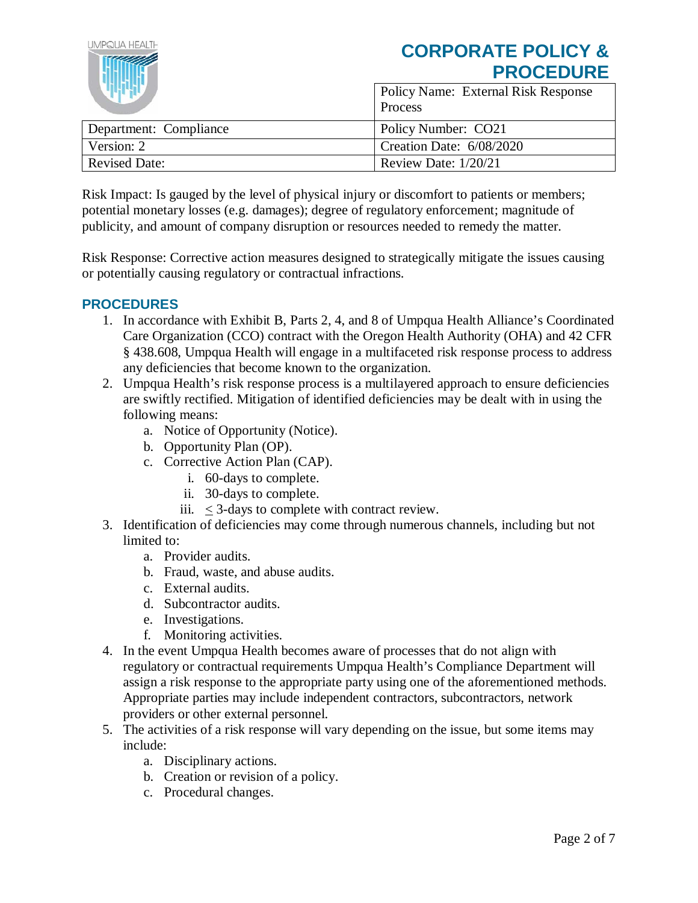# CORPORATE POLICY & PROCEDURE

| | Policy Name: External Risk Response Process |
| --- | --- |
| Department: Compliance | Policy Number: CO21 |
| Version: 2 | Creation Date: 6/08/2020 |
| Revised Date: | Review Date: 1/20/21 |

Risk Impact: Is gauged by the level of physical injury or discomfort to patients or members; potential monetary losses (e.g. damages); degree of regulatory enforcement; magnitude of publicity, and amount of company disruption or resources needed to remedy the matter.

Risk Response: Corrective action measures designed to strategically mitigate the issues causing or potentially causing regulatory or contractual infractions.

## PROCEDURES

1. In accordance with Exhibit B, Parts 2, 4, and 8 of Umpqua Health Alliance's Coordinated Care Organization (CCO) contract with the Oregon Health Authority (OHA) and 42 CFR § 438.608, Umpqua Health will engage in a multifaceted risk response process to address any deficiencies that become known to the organization.
2. Umpqua Health's risk response process is a multilayered approach to ensure deficiencies are swiftly rectified. Mitigation of identified deficiencies may be dealt with in using the following means:
   a. Notice of Opportunity (Notice).
   b. Opportunity Plan (OP).
   c. Corrective Action Plan (CAP).
      i. 60-days to complete.
      ii. 30-days to complete.
      iii. ≤ 3-days to complete with contract review.
3. Identification of deficiencies may come through numerous channels, including but not limited to:
   a. Provider audits.
   b. Fraud, waste, and abuse audits.
   c. External audits.
   d. Subcontractor audits.
   e. Investigations.
   f. Monitoring activities.
4. In the event Umpqua Health becomes aware of processes that do not align with regulatory or contractual requirements Umpqua Health's Compliance Department will assign a risk response to the appropriate party using one of the aforementioned methods. Appropriate parties may include independent contractors, subcontractors, network providers or other external personnel.
5. The activities of a risk response will vary depending on the issue, but some items may include:
   a. Disciplinary actions.
   b. Creation or revision of a policy.
   c. Procedural changes.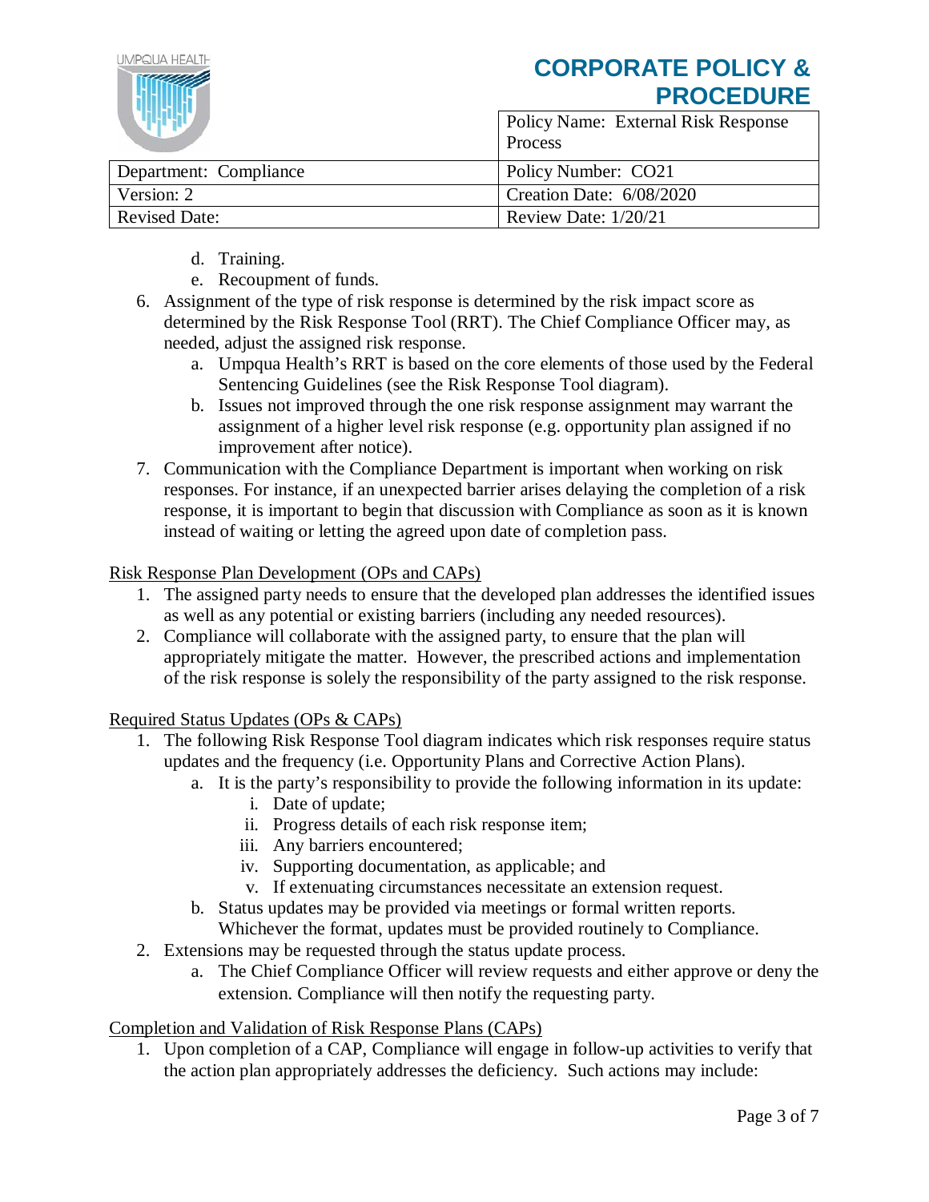d. Training.
   e. Recoupment of funds.

6. Assignment of the type of risk response is determined by the risk impact score as determined by the Risk Response Tool (RRT). The Chief Compliance Officer may, as needed, adjust the assigned risk response.
   a. Umpqua Health's RRT is based on the core elements of those used by the Federal Sentencing Guidelines (see the Risk Response Tool diagram).
   b. Issues not improved through the one risk response assignment may warrant the assignment of a higher level risk response (e.g. opportunity plan assigned if no improvement after notice).
7. Communication with the Compliance Department is important when working on risk responses. For instance, if an unexpected barrier arises delaying the completion of a risk response, it is important to begin that discussion with Compliance as soon as it is known instead of waiting or letting the agreed upon date of completion pass.

<u>Risk Response Plan Development (OPs and CAPs)</u>

1. The assigned party needs to ensure that the developed plan addresses the identified issues as well as any potential or existing barriers (including any needed resources).
2. Compliance will collaborate with the assigned party, to ensure that the plan will appropriately mitigate the matter. However, the prescribed actions and implementation of the risk response is solely the responsibility of the party assigned to the risk response.

<u>Required Status Updates (OPs & CAPs)</u>

1. The following Risk Response Tool diagram indicates which risk responses require status updates and the frequency (i.e. Opportunity Plans and Corrective Action Plans).
   a. It is the party's responsibility to provide the following information in its update:
      i. Date of update;
      ii. Progress details of each risk response item;
      iii. Any barriers encountered;
      iv. Supporting documentation, as applicable; and
      v. If extenuating circumstances necessitate an extension request.
   b. Status updates may be provided via meetings or formal written reports. Whichever the format, updates must be provided routinely to Compliance.
2. Extensions may be requested through the status update process.
   a. The Chief Compliance Officer will review requests and either approve or deny the extension. Compliance will then notify the requesting party.

<u>Completion and Validation of Risk Response Plans (CAPs)</u>

1. Upon completion of a CAP, Compliance will engage in follow-up activities to verify that the action plan appropriately addresses the deficiency. Such actions may include: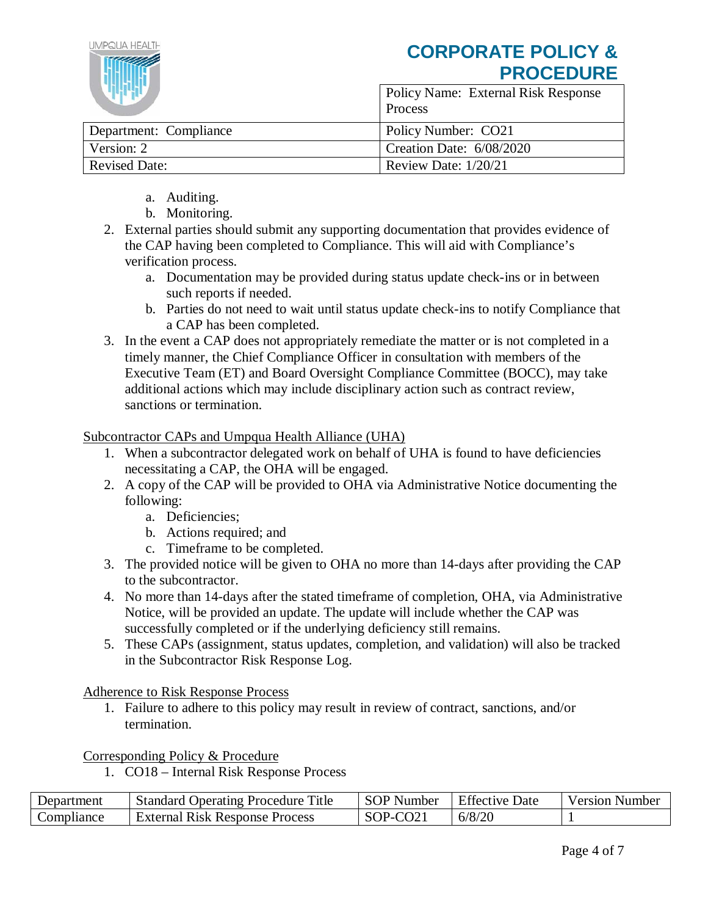a. Auditing.
   b. Monitoring.
2. External parties should submit any supporting documentation that provides evidence of the CAP having been completed to Compliance. This will aid with Compliance's verification process.
   a. Documentation may be provided during status update check-ins or in between such reports if needed.
   b. Parties do not need to wait until status update check-ins to notify Compliance that a CAP has been completed.
3. In the event a CAP does not appropriately remediate the matter or is not completed in a timely manner, the Chief Compliance Officer in consultation with members of the Executive Team (ET) and Board Oversight Compliance Committee (BOCC), may take additional actions which may include disciplinary action such as contract review, sanctions or termination.

<u>Subcontractor CAPs and Umpqua Health Alliance (UHA)</u>

1. When a subcontractor delegated work on behalf of UHA is found to have deficiencies necessitating a CAP, the OHA will be engaged.
2. A copy of the CAP will be provided to OHA via Administrative Notice documenting the following:
   a. Deficiencies;
   b. Actions required; and
   c. Timeframe to be completed.
3. The provided notice will be given to OHA no more than 14-days after providing the CAP to the subcontractor.
4. No more than 14-days after the stated timeframe of completion, OHA, via Administrative Notice, will be provided an update. The update will include whether the CAP was successfully completed or if the underlying deficiency still remains.
5. These CAPs (assignment, status updates, completion, and validation) will also be tracked in the Subcontractor Risk Response Log.

<u>Adherence to Risk Response Process</u>

1. Failure to adhere to this policy may result in review of contract, sanctions, and/or termination.

<u>Corresponding Policy & Procedure</u>

1. CO18 – Internal Risk Response Process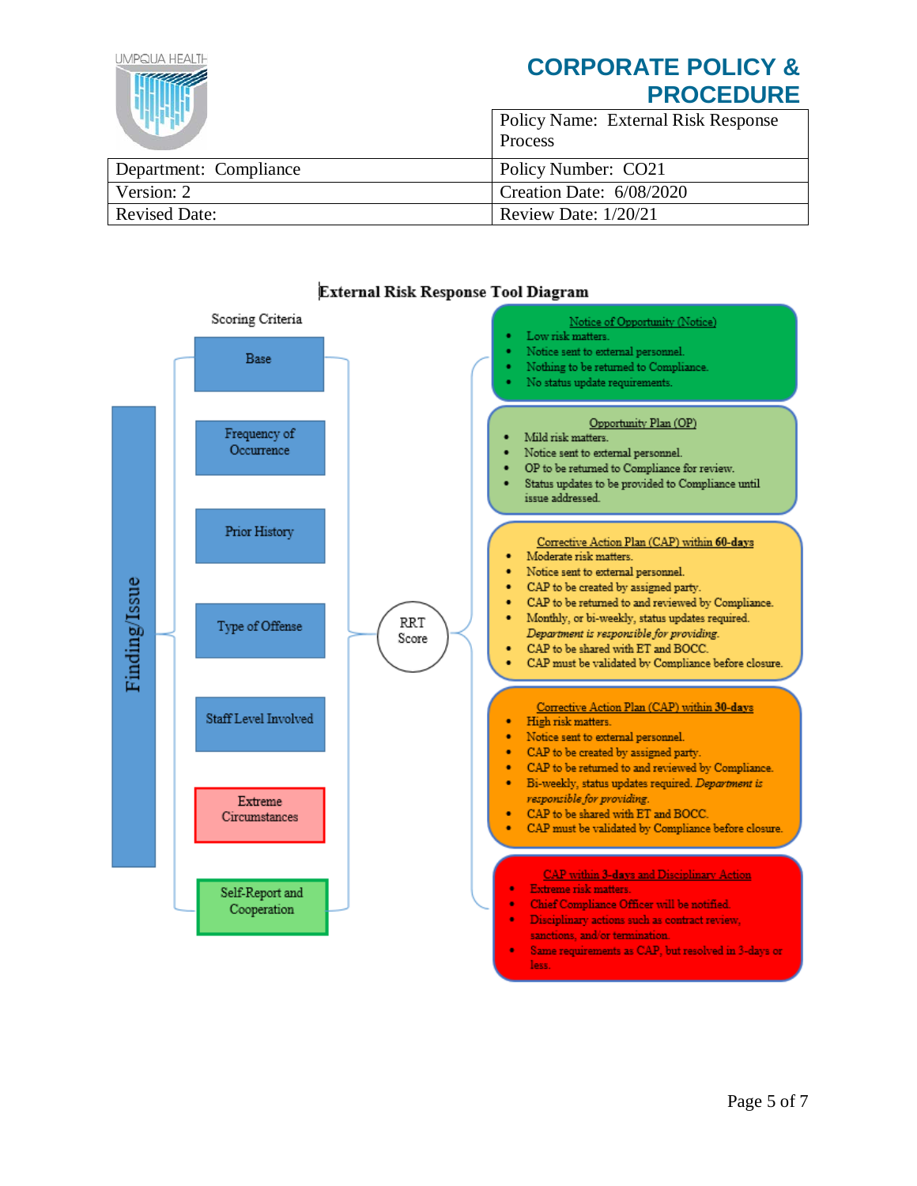# CORPORATE POLICY & PROCEDURE

| UMPQUA HEALTH | Policy Name: External Risk Response Process |
|---|---|
| Department: Compliance | Policy Number: CO21 |
| Version: 2 | Creation Date: 6/08/2020 |
| Revised Date: | Review Date: 1/20/21 |

## External Risk Response Tool Diagram

**Finding/Issue**

Scoring Criteria

- Base
- Frequency of Occurrence
- Prior History
- Type of Offense
- Staff Level Involved
- Extreme Circumstances
- Self-Report and Cooperation

RRT Score

**Notice of Opportunity (Notice)**

- Low risk matters.
- Notice sent to external personnel.
- Nothing to be returned to Compliance.
- No status update requirements.

**Opportunity Plan (OP)**

- Mild risk matters.
- Notice sent to external personnel.
- OP to be returned to Compliance for review.
- Status updates to be provided to Compliance until issue addressed.

**Corrective Action Plan (CAP) within 60-days**

- Moderate risk matters.
- Notice sent to external personnel.
- CAP to be created by assigned party.
- CAP to be returned to and reviewed by Compliance.
- Monthly, or bi-weekly, status updates required. *Department is responsible for providing.*
- CAP to be shared with ET and BOCC.
- CAP must be validated by Compliance before closure.

**Corrective Action Plan (CAP) within 30-days**

- High risk matters.
- Notice sent to external personnel.
- CAP to be created by assigned party.
- CAP to be returned to and reviewed by Compliance.
- Bi-weekly, status updates required. *Department is responsible for providing.*
- CAP to be shared with ET and BOCC.
- CAP must be validated by Compliance before closure.

**CAP within 3-days and Disciplinary Action**

- Extreme risk matters.
- Chief Compliance Officer will be notified.
- Disciplinary actions such as contract review, sanctions, and/or termination.
- Same requirements as CAP, but resolved in 3-days or less.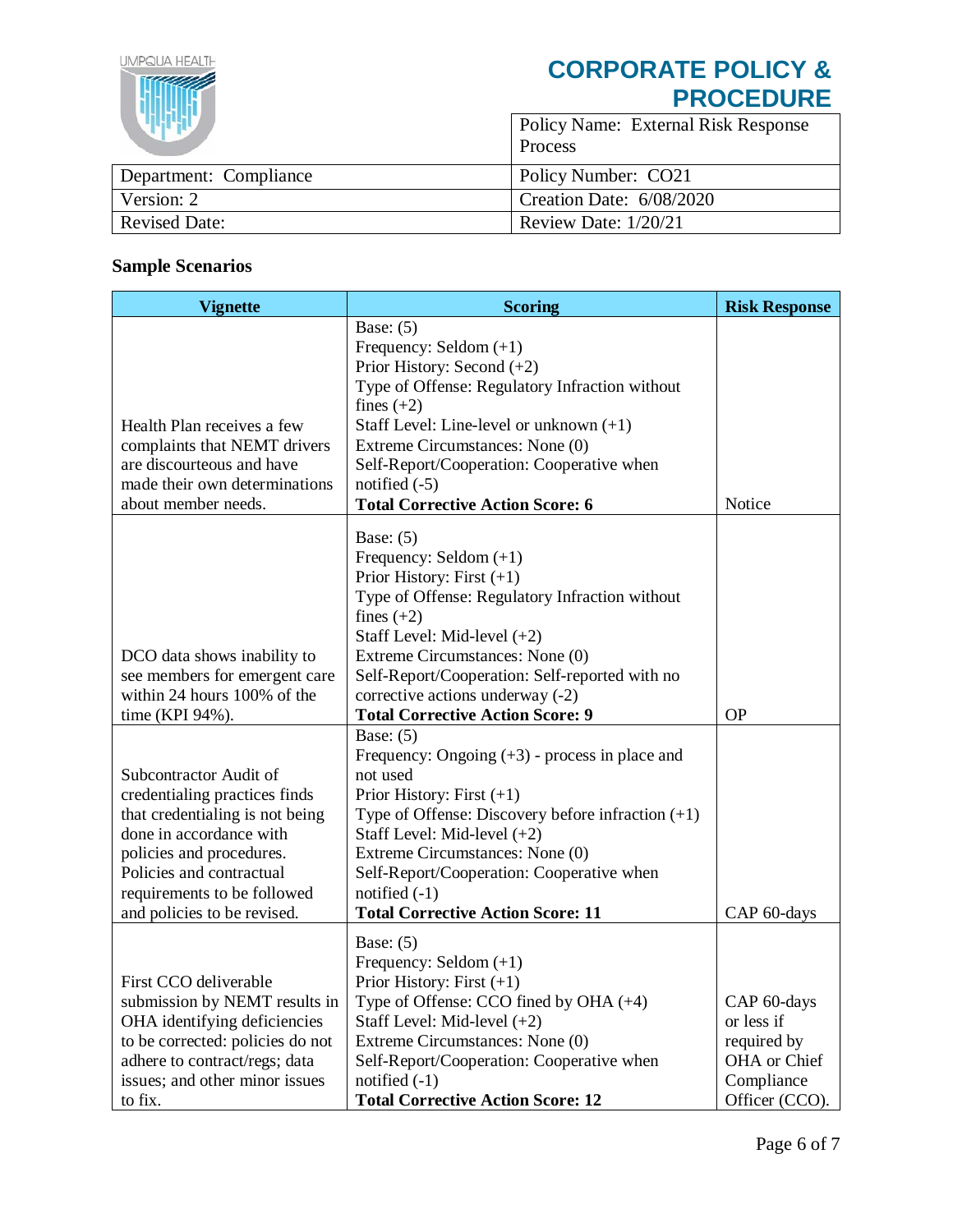| | |
|---|---|
| Department: Compliance | Policy Number: CO21 |
| Version: 2 | Creation Date: 6/08/2020 |
| Revised Date: | Review Date: 1/20/21 |

**CORPORATE POLICY & PROCEDURE**

Policy Name: External Risk Response Process

## Sample Scenarios

| Vignette | Scoring | Risk Response |
|---|---|---|
| Health Plan receives a few complaints that NEMT drivers are discourteous and have made their own determinations about member needs. | Base: (5)<br>Frequency: Seldom (+1)<br>Prior History: Second (+2)<br>Type of Offense: Regulatory Infraction without fines (+2)<br>Staff Level: Line-level or unknown (+1)<br>Extreme Circumstances: None (0)<br>Self-Report/Cooperation: Cooperative when notified (-5)<br>**Total Corrective Action Score: 6** | Notice |
| DCO data shows inability to see members for emergent care within 24 hours 100% of the time (KPI 94%). | Base: (5)<br>Frequency: Seldom (+1)<br>Prior History: First (+1)<br>Type of Offense: Regulatory Infraction without fines (+2)<br>Staff Level: Mid-level (+2)<br>Extreme Circumstances: None (0)<br>Self-Report/Cooperation: Self-reported with no corrective actions underway (-2)<br>**Total Corrective Action Score: 9** | OP |
| Subcontractor Audit of credentialing practices finds that credentialing is not being done in accordance with policies and procedures. Policies and contractual requirements to be followed and policies to be revised. | Base: (5)<br>Frequency: Ongoing (+3) - process in place and not used<br>Prior History: First (+1)<br>Type of Offense: Discovery before infraction (+1)<br>Staff Level: Mid-level (+2)<br>Extreme Circumstances: None (0)<br>Self-Report/Cooperation: Cooperative when notified (-1)<br>**Total Corrective Action Score: 11** | CAP 60-days |
| First CCO deliverable submission by NEMT results in OHA identifying deficiencies to be corrected: policies do not adhere to contract/regs; data issues; and other minor issues to fix. | Base: (5)<br>Frequency: Seldom (+1)<br>Prior History: First (+1)<br>Type of Offense: CCO fined by OHA (+4)<br>Staff Level: Mid-level (+2)<br>Extreme Circumstances: None (0)<br>Self-Report/Cooperation: Cooperative when notified (-1)<br>**Total Corrective Action Score: 12** | CAP 60-days or less if required by OHA or Chief Compliance Officer (CCO). |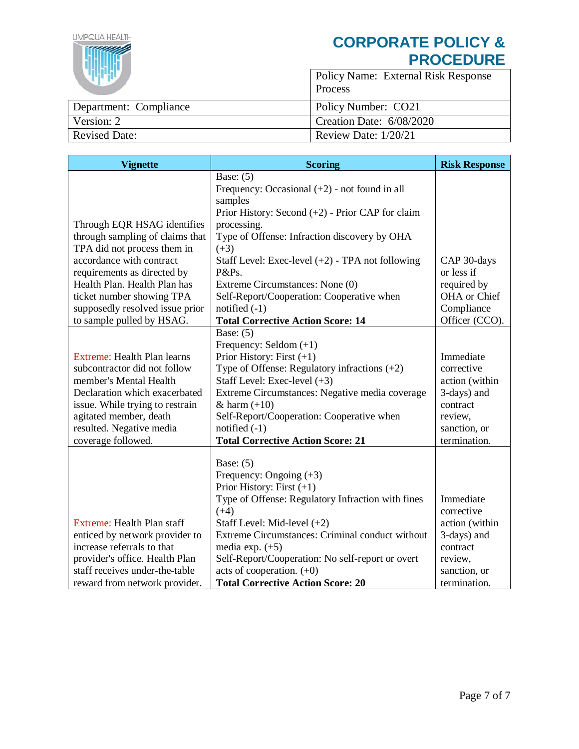# CORPORATE POLICY & PROCEDURE

| | |
|---|---|
| | Policy Name: External Risk Response Process |
| Department: Compliance | Policy Number: CO21 |
| Version: 2 | Creation Date: 6/08/2020 |
| Revised Date: | Review Date: 1/20/21 |

| Vignette | Scoring | Risk Response |
|---|---|---|
| Through EQR HSAG identifies through sampling of claims that TPA did not process them in accordance with contract requirements as directed by Health Plan. Health Plan has ticket number showing TPA supposedly resolved issue prior to sample pulled by HSAG. | Base: (5)<br>Frequency: Occasional (+2) - not found in all samples<br>Prior History: Second (+2) - Prior CAP for claim processing.<br>Type of Offense: Infraction discovery by OHA (+3)<br>Staff Level: Exec-level (+2) - TPA not following P&Ps.<br>Extreme Circumstances: None (0)<br>Self-Report/Cooperation: Cooperative when notified (-1)<br>**Total Corrective Action Score: 14** | CAP 30-days or less if required by OHA or Chief Compliance Officer (CCO). |
| Extreme: Health Plan learns subcontractor did not follow member's Mental Health Declaration which exacerbated issue. While trying to restrain agitated member, death resulted. Negative media coverage followed. | Base: (5)<br>Frequency: Seldom (+1)<br>Prior History: First (+1)<br>Type of Offense: Regulatory infractions (+2)<br>Staff Level: Exec-level (+3)<br>Extreme Circumstances: Negative media coverage & harm (+10)<br>Self-Report/Cooperation: Cooperative when notified (-1)<br>**Total Corrective Action Score: 21** | Immediate corrective action (within 3-days) and contract review, sanction, or termination. |
| Extreme: Health Plan staff enticed by network provider to increase referrals to that provider's office. Health Plan staff receives under-the-table reward from network provider. | Base: (5)<br>Frequency: Ongoing (+3)<br>Prior History: First (+1)<br>Type of Offense: Regulatory Infraction with fines (+4)<br>Staff Level: Mid-level (+2)<br>Extreme Circumstances: Criminal conduct without media exp. (+5)<br>Self-Report/Cooperation: No self-report or overt acts of cooperation. (+0)<br>**Total Corrective Action Score: 20** | Immediate corrective action (within 3-days) and contract review, sanction, or termination. |